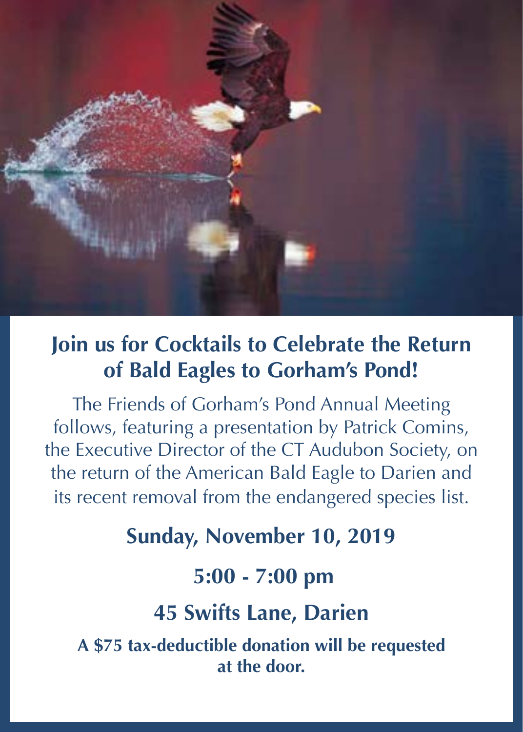## Join us for Cocktails to Celebrate the Return of Bald Eagles to Gorham's Pond!

The Friends of Gorham's Pond Annual Meeting follows, featuring a presentation by Patrick Comins, the Executive Director of the CT Audubon Society, on the return of the American Bald Eagle to Darien and its recent removal from the endangered species list.

**Sunday, November 10, 2019**

**5:00 - 7:00 pm**

**45 Swifts Lane, Darien**

**A $75 tax-deductible donation will be requested at the door.**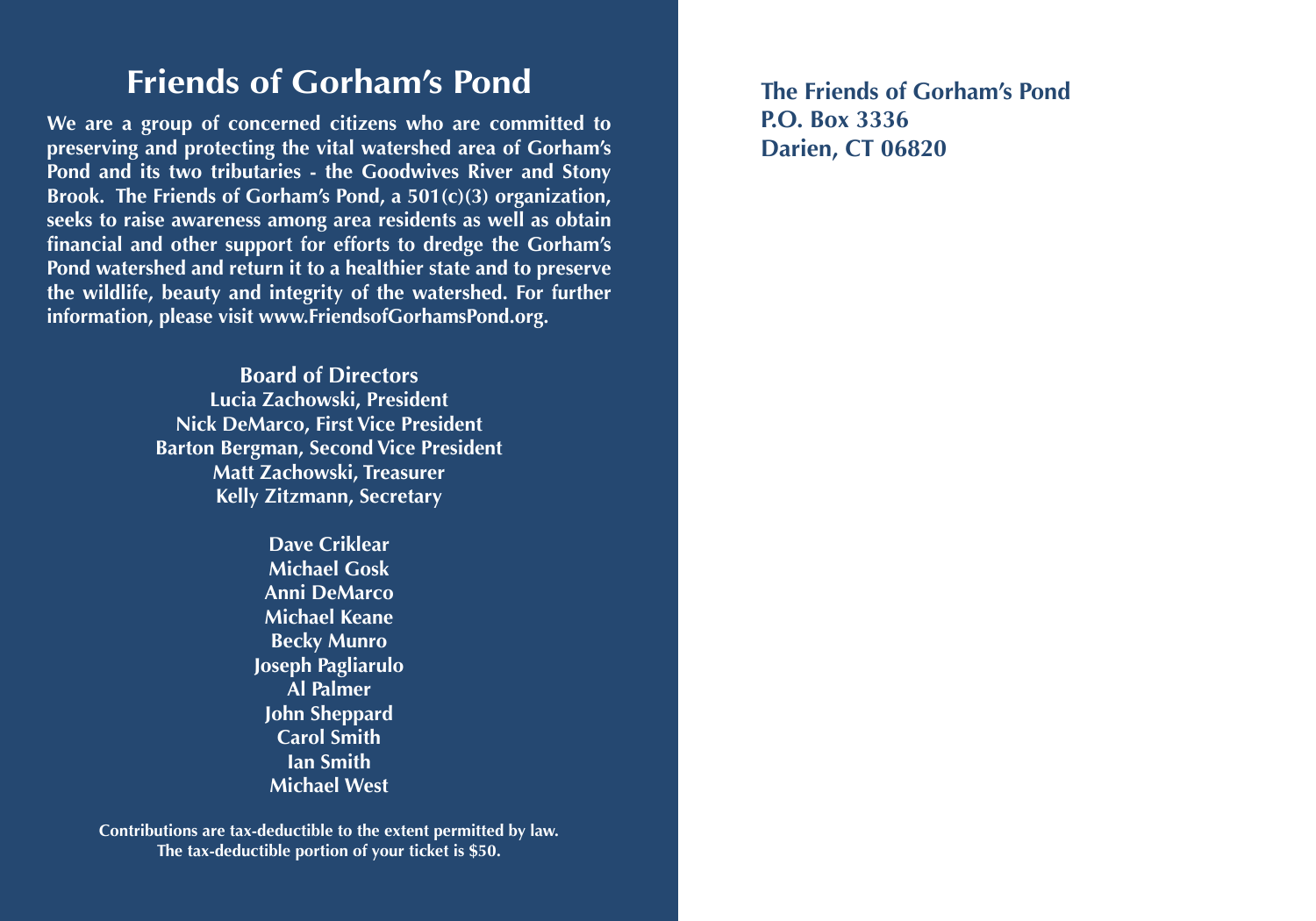# Friends of Gorham's Pond

**We are a group of concerned citizens who are committed to preserving and protecting the vital watershed area of Gorham's Pond and its two tributaries - the Goodwives River and Stony Brook. The Friends of Gorham's Pond, a 501(c)(3) organization, seeks to raise awareness among area residents as well as obtain financial and other support for efforts to dredge the Gorham's Pond watershed and return it to a healthier state and to preserve the wildlife, beauty and integrity of the watershed. For further information, please visit www.FriendsofGorhamsPond.org.**

**Board of Directors**
**Lucia Zachowski, President**
**Nick DeMarco, First Vice President**
**Barton Bergman, Second Vice President**
**Matt Zachowski, Treasurer**
**Kelly Zitzmann, Secretary**

**Dave Criklear**
**Michael Gosk**
**Anni DeMarco**
**Michael Keane**
**Becky Munro**
**Joseph Pagliarulo**
**Al Palmer**
**John Sheppard**
**Carol Smith**
**Ian Smith**
**Michael West**

**Contributions are tax-deductible to the extent permitted by law.**
**The tax-deductible portion of your ticket is $50.**

**The Friends of Gorham's Pond**
**P.O. Box 3336**
**Darien, CT 06820**